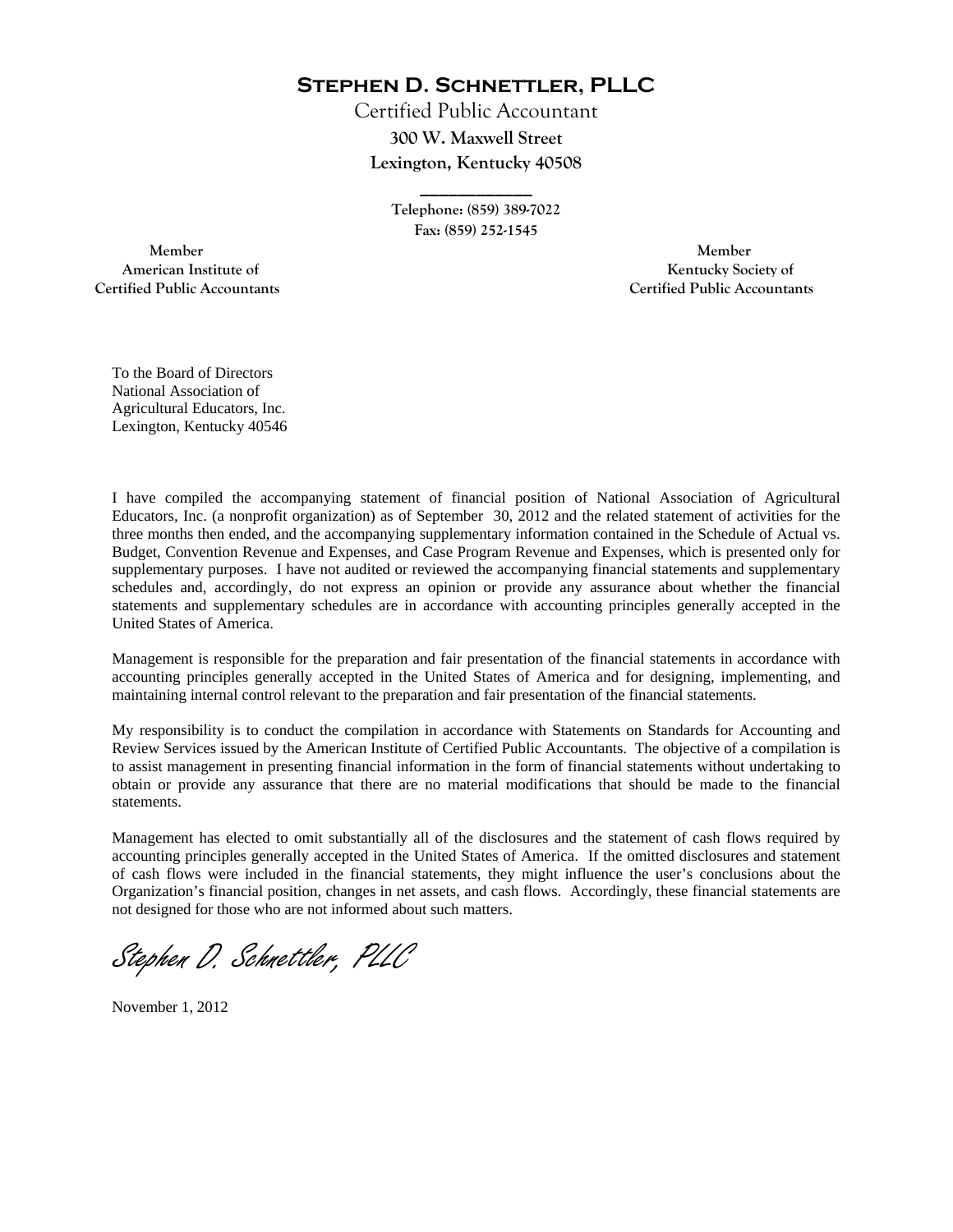# Stephen D. Schnettler, PLLC

Certified Public Accountant

300 W. Maxwell Street

Lexington, Kentucky 40508

\_\_\_\_\_\_\_\_\_\_\_\_\_\_

Telephone: (859) 389-7022

Fax: (859) 252-1545

Member
American Institute of
Certified Public Accountants

Member
Kentucky Society of
Certified Public Accountants

To the Board of Directors
National Association of
Agricultural Educators, Inc.
Lexington, Kentucky 40546

I have compiled the accompanying statement of financial position of National Association of Agricultural Educators, Inc. (a nonprofit organization) as of September 30, 2012 and the related statement of activities for the three months then ended, and the accompanying supplementary information contained in the Schedule of Actual vs. Budget, Convention Revenue and Expenses, and Case Program Revenue and Expenses, which is presented only for supplementary purposes. I have not audited or reviewed the accompanying financial statements and supplementary schedules and, accordingly, do not express an opinion or provide any assurance about whether the financial statements and supplementary schedules are in accordance with accounting principles generally accepted in the United States of America.

Management is responsible for the preparation and fair presentation of the financial statements in accordance with accounting principles generally accepted in the United States of America and for designing, implementing, and maintaining internal control relevant to the preparation and fair presentation of the financial statements.

My responsibility is to conduct the compilation in accordance with Statements on Standards for Accounting and Review Services issued by the American Institute of Certified Public Accountants. The objective of a compilation is to assist management in presenting financial information in the form of financial statements without undertaking to obtain or provide any assurance that there are no material modifications that should be made to the financial statements.

Management has elected to omit substantially all of the disclosures and the statement of cash flows required by accounting principles generally accepted in the United States of America. If the omitted disclosures and statement of cash flows were included in the financial statements, they might influence the user's conclusions about the Organization's financial position, changes in net assets, and cash flows. Accordingly, these financial statements are not designed for those who are not informed about such matters.

*Stephen D. Schnettler, PLLC*

November 1, 2012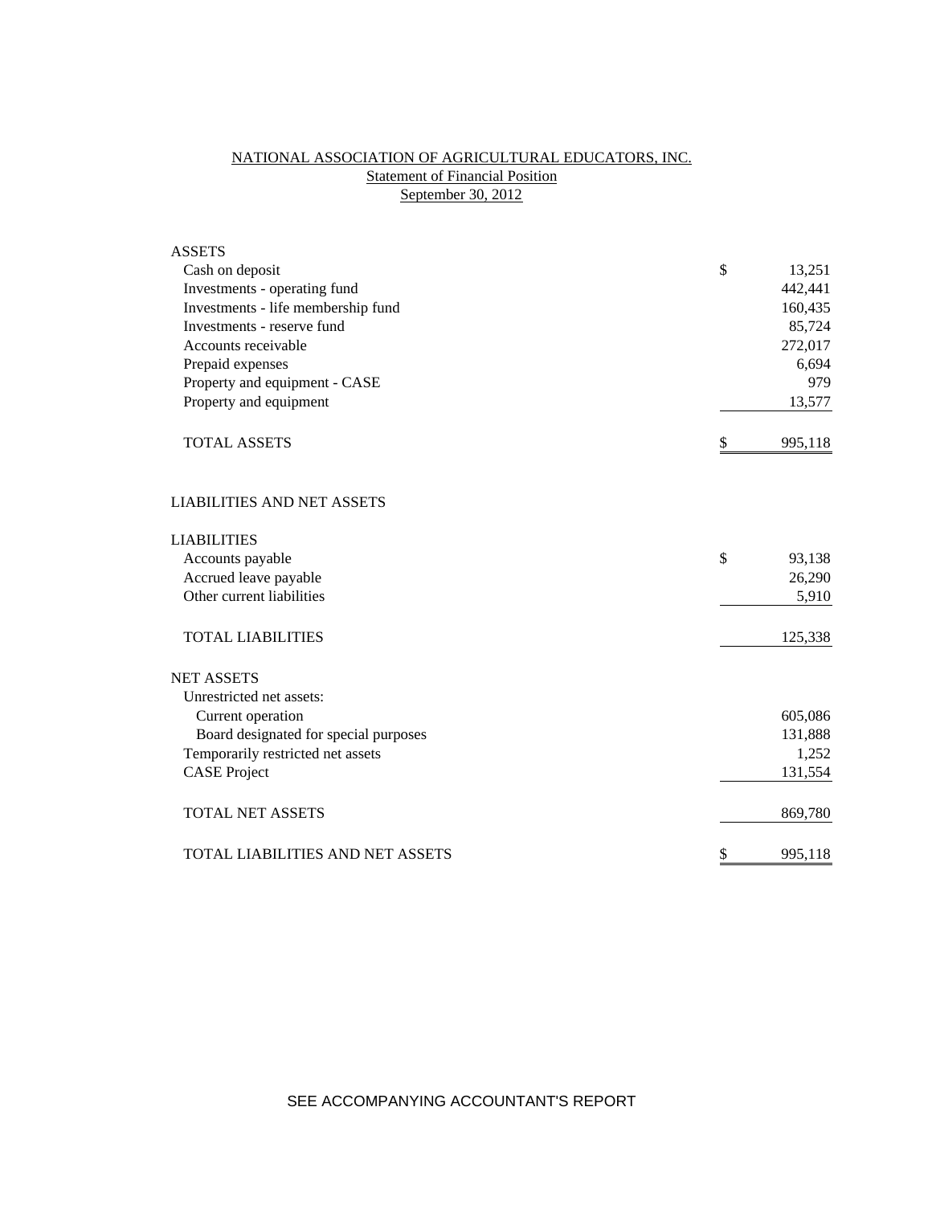# NATIONAL ASSOCIATION OF AGRICULTURAL EDUCATORS, INC.

## Statement of Financial Position

### September 30, 2012

| | | |
|---|---|---|
| **ASSETS** | | |
| Cash on deposit | $ | 13,251 |
| Investments - operating fund | | 442,441 |
| Investments - life membership fund | | 160,435 |
| Investments - reserve fund | | 85,724 |
| Accounts receivable | | 272,017 |
| Prepaid expenses | | 6,694 |
| Property and equipment - CASE | | 979 |
| Property and equipment | | 13,577 |
| TOTAL ASSETS | $ | 995,118 |
| | | |
| **LIABILITIES AND NET ASSETS** | | |
| | | |
| **LIABILITIES** | | |
| Accounts payable | $ | 93,138 |
| Accrued leave payable | | 26,290 |
| Other current liabilities | | 5,910 |
| TOTAL LIABILITIES | | 125,338 |
| | | |
| **NET ASSETS** | | |
| Unrestricted net assets: | | |
| Current operation | | 605,086 |
| Board designated for special purposes | | 131,888 |
| Temporarily restricted net assets | | 1,252 |
| CASE Project | | 131,554 |
| TOTAL NET ASSETS | | 869,780 |
| | | |
| TOTAL LIABILITIES AND NET ASSETS | $ | 995,118 |

SEE ACCOMPANYING ACCOUNTANT'S REPORT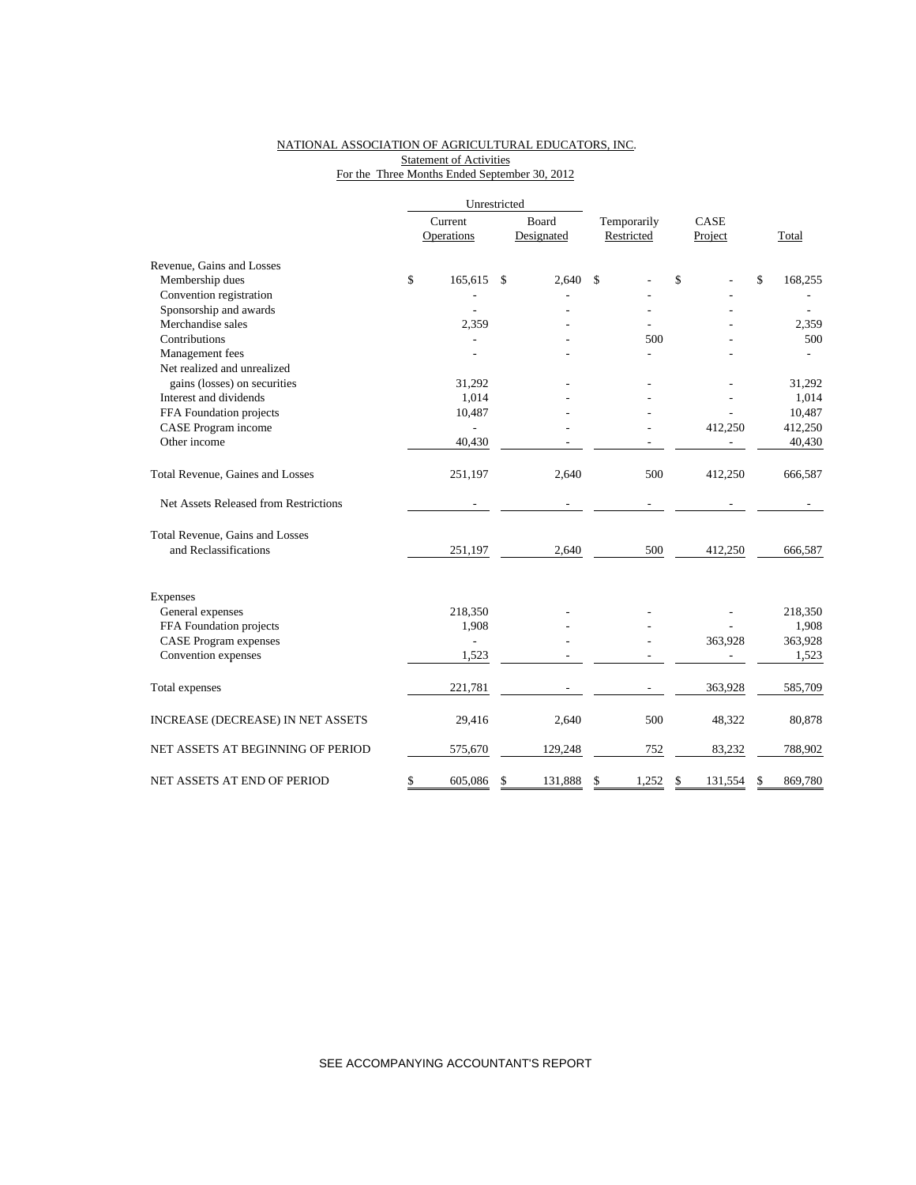NATIONAL ASSOCIATION OF AGRICULTURAL EDUCATORS, INC.
Statement of Activities
For the Three Months Ended September 30, 2012

| | Unrestricted | | | | |
|---|---|---|---|---|---|
| | Current Operations | Board Designated | Temporarily Restricted | CASE Project | Total |
| Revenue, Gains and Losses | | | | | |
| Membership dues | $ 165,615 | $ 2,640 | $ - | $ - | $ 168,255 |
| Convention registration | - | - | - | - | - |
| Sponsorship and awards | - | - | - | - | - |
| Merchandise sales | 2,359 | - | - | - | 2,359 |
| Contributions | - | - | 500 | - | 500 |
| Management fees | - | - | - | - | - |
| Net realized and unrealized gains (losses) on securities | 31,292 | - | - | - | 31,292 |
| Interest and dividends | 1,014 | - | - | - | 1,014 |
| FFA Foundation projects | 10,487 | - | - | - | 10,487 |
| CASE Program income | - | - | - | 412,250 | 412,250 |
| Other income | 40,430 | - | - | - | 40,430 |
| Total Revenue, Gaines and Losses | 251,197 | 2,640 | 500 | 412,250 | 666,587 |
| Net Assets Released from Restrictions | - | - | - | - | - |
| Total Revenue, Gains and Losses and Reclassifications | 251,197 | 2,640 | 500 | 412,250 | 666,587 |
| Expenses | | | | | |
| General expenses | 218,350 | - | - | - | 218,350 |
| FFA Foundation projects | 1,908 | - | - | - | 1,908 |
| CASE Program expenses | - | - | - | 363,928 | 363,928 |
| Convention expenses | 1,523 | - | - | - | 1,523 |
| Total expenses | 221,781 | - | - | 363,928 | 585,709 |
| INCREASE (DECREASE) IN NET ASSETS | 29,416 | 2,640 | 500 | 48,322 | 80,878 |
| NET ASSETS AT BEGINNING OF PERIOD | 575,670 | 129,248 | 752 | 83,232 | 788,902 |
| NET ASSETS AT END OF PERIOD | $ 605,086 | $ 131,888 | $ 1,252 | $ 131,554 | $ 869,780 |

SEE ACCOMPANYING ACCOUNTANT'S REPORT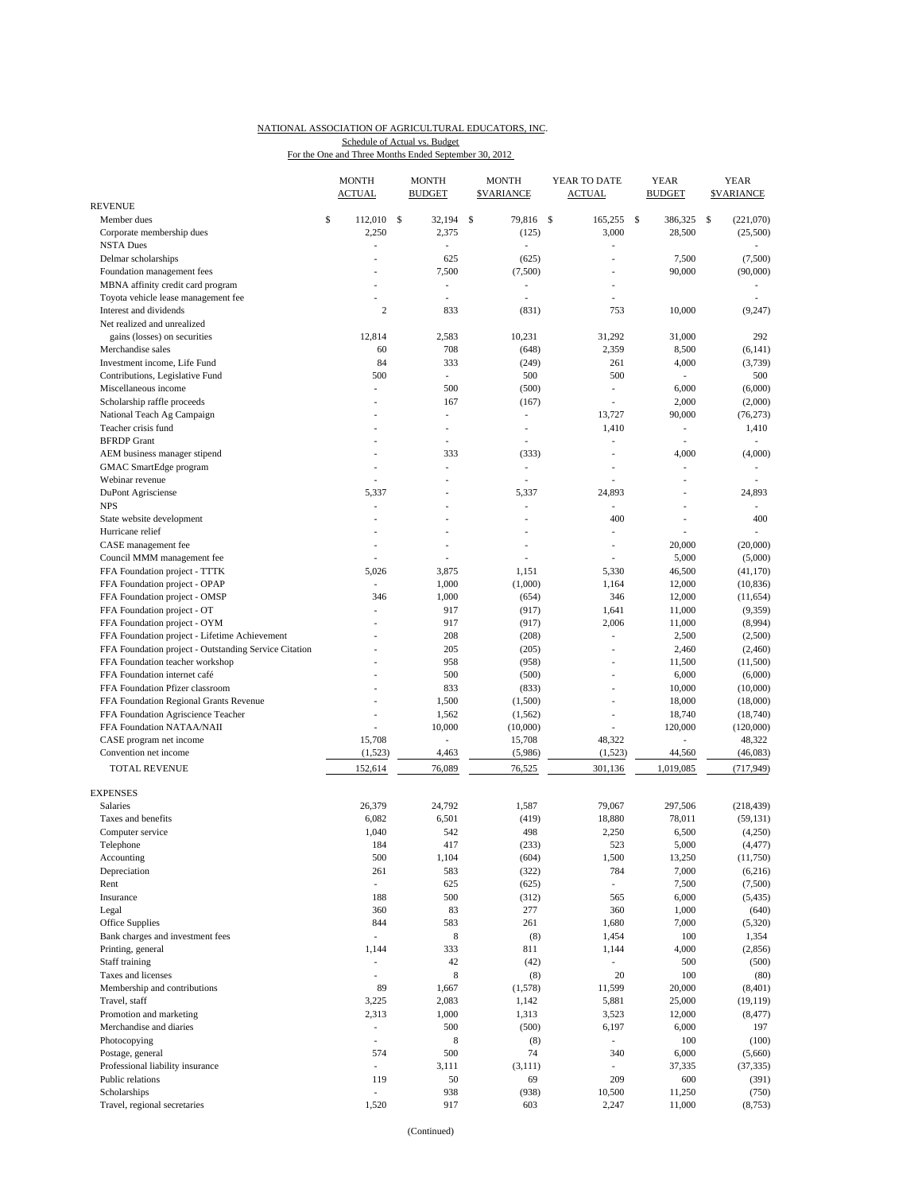NATIONAL ASSOCIATION OF AGRICULTURAL EDUCATORS, INC.
Schedule of Actual vs. Budget
For the One and Three Months Ended September 30, 2012

| | MONTH ACTUAL | MONTH BUDGET | MONTH $VARIANCE | YEAR TO DATE ACTUAL | YEAR BUDGET | YEAR $VARIANCE |
|---|---|---|---|---|---|---|
| REVENUE | | | | | | |
| Member dues | $ 112,010 | $ 32,194 | $ 79,816 | $ 165,255 | $ 386,325 | $ (221,070) |
| Corporate membership dues | 2,250 | 2,375 | (125) | 3,000 | 28,500 | (25,500) |
| NSTA Dues | - | - | - | - | | - |
| Delmar scholarships | - | 625 | (625) | - | 7,500 | (7,500) |
| Foundation management fees | - | 7,500 | (7,500) | - | 90,000 | (90,000) |
| MBNA affinity credit card program | - | - | - | - | | - |
| Toyota vehicle lease management fee | - | - | - | - | | - |
| Interest and dividends | 2 | 833 | (831) | 753 | 10,000 | (9,247) |
| Net realized and unrealized gains (losses) on securities | 12,814 | 2,583 | 10,231 | 31,292 | 31,000 | 292 |
| Merchandise sales | 60 | 708 | (648) | 2,359 | 8,500 | (6,141) |
| Investment income, Life Fund | 84 | 333 | (249) | 261 | 4,000 | (3,739) |
| Contributions, Legislative Fund | 500 | - | 500 | 500 | - | 500 |
| Miscellaneous income | - | 500 | (500) | - | 6,000 | (6,000) |
| Scholarship raffle proceeds | - | 167 | (167) | - | 2,000 | (2,000) |
| National Teach Ag Campaign | - | - | - | 13,727 | 90,000 | (76,273) |
| Teacher crisis fund | - | - | - | 1,410 | - | 1,410 |
| BFRDP Grant | - | - | - | - | - | - |
| AEM business manager stipend | - | 333 | (333) | - | 4,000 | (4,000) |
| GMAC SmartEdge program | - | - | - | - | - | - |
| Webinar revenue | - | - | - | - | - | - |
| DuPont Agriscience | 5,337 | - | 5,337 | 24,893 | - | 24,893 |
| NPS | - | - | - | - | - | - |
| State website development | - | - | - | 400 | - | 400 |
| Hurricane relief | - | - | - | - | - | - |
| CASE management fee | - | - | - | - | 20,000 | (20,000) |
| Council MMM management fee | - | - | - | - | 5,000 | (5,000) |
| FFA Foundation project - TTTK | 5,026 | 3,875 | 1,151 | 5,330 | 46,500 | (41,170) |
| FFA Foundation project - OPAP | - | 1,000 | (1,000) | 1,164 | 12,000 | (10,836) |
| FFA Foundation project - OMSP | 346 | 1,000 | (654) | 346 | 12,000 | (11,654) |
| FFA Foundation project - OT | - | 917 | (917) | 1,641 | 11,000 | (9,359) |
| FFA Foundation project - OYM | - | 917 | (917) | 2,006 | 11,000 | (8,994) |
| FFA Foundation project - Lifetime Achievement | - | 208 | (208) | - | 2,500 | (2,500) |
| FFA Foundation project - Outstanding Service Citation | - | 205 | (205) | - | 2,460 | (2,460) |
| FFA Foundation teacher workshop | - | 958 | (958) | - | 11,500 | (11,500) |
| FFA Foundation internet café | - | 500 | (500) | - | 6,000 | (6,000) |
| FFA Foundation Pfizer classroom | - | 833 | (833) | - | 10,000 | (10,000) |
| FFA Foundation Regional Grants Revenue | - | 1,500 | (1,500) | - | 18,000 | (18,000) |
| FFA Foundation Agriscience Teacher | - | 1,562 | (1,562) | - | 18,740 | (18,740) |
| FFA Foundation NATAA/NAII | - | 10,000 | (10,000) | - | 120,000 | (120,000) |
| CASE program net income | 15,708 | - | 15,708 | 48,322 | - | 48,322 |
| Convention net income | (1,523) | 4,463 | (5,986) | (1,523) | 44,560 | (46,083) |
| TOTAL REVENUE | 152,614 | 76,089 | 76,525 | 301,136 | 1,019,085 | (717,949) |
| EXPENSES | | | | | | |
| Salaries | 26,379 | 24,792 | 1,587 | 79,067 | 297,506 | (218,439) |
| Taxes and benefits | 6,082 | 6,501 | (419) | 18,880 | 78,011 | (59,131) |
| Computer service | 1,040 | 542 | 498 | 2,250 | 6,500 | (4,250) |
| Telephone | 184 | 417 | (233) | 523 | 5,000 | (4,477) |
| Accounting | 500 | 1,104 | (604) | 1,500 | 13,250 | (11,750) |
| Depreciation | 261 | 583 | (322) | 784 | 7,000 | (6,216) |
| Rent | - | 625 | (625) | - | 7,500 | (7,500) |
| Insurance | 188 | 500 | (312) | 565 | 6,000 | (5,435) |
| Legal | 360 | 83 | 277 | 360 | 1,000 | (640) |
| Office Supplies | 844 | 583 | 261 | 1,680 | 7,000 | (5,320) |
| Bank charges and investment fees | - | 8 | (8) | 1,454 | 100 | 1,354 |
| Printing, general | 1,144 | 333 | 811 | 1,144 | 4,000 | (2,856) |
| Staff training | - | 42 | (42) | - | 500 | (500) |
| Taxes and licenses | - | 8 | (8) | 20 | 100 | (80) |
| Membership and contributions | 89 | 1,667 | (1,578) | 11,599 | 20,000 | (8,401) |
| Travel, staff | 3,225 | 2,083 | 1,142 | 5,881 | 25,000 | (19,119) |
| Promotion and marketing | 2,313 | 1,000 | 1,313 | 3,523 | 12,000 | (8,477) |
| Merchandise and diaries | - | 500 | (500) | 6,197 | 6,000 | 197 |
| Photocopying | - | 8 | (8) | - | 100 | (100) |
| Postage, general | 574 | 500 | 74 | 340 | 6,000 | (5,660) |
| Professional liability insurance | - | 3,111 | (3,111) | - | 37,335 | (37,335) |
| Public relations | 119 | 50 | 69 | 209 | 600 | (391) |
| Scholarships | - | 938 | (938) | 10,500 | 11,250 | (750) |
| Travel, regional secretaries | 1,520 | 917 | 603 | 2,247 | 11,000 | (8,753) |

(Continued)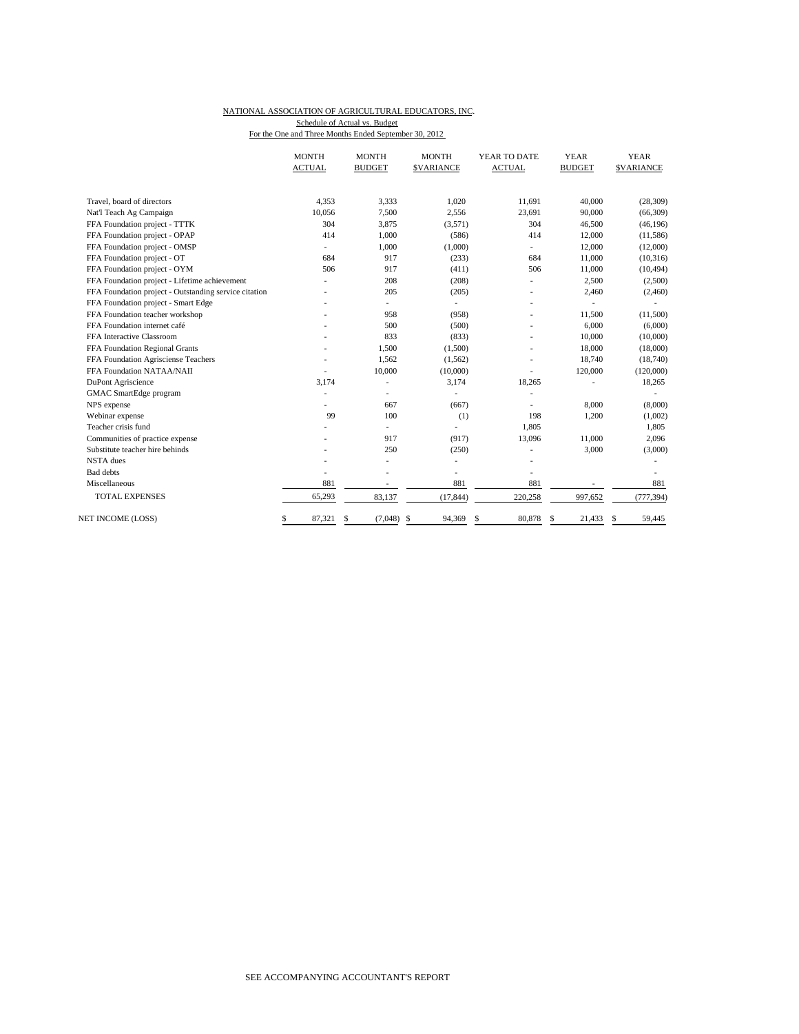NATIONAL ASSOCIATION OF AGRICULTURAL EDUCATORS, INC.

Schedule of Actual vs. Budget

For the One and Three Months Ended September 30, 2012

| | MONTH ACTUAL | MONTH BUDGET | MONTH $VARIANCE | YEAR TO DATE ACTUAL | YEAR BUDGET | YEAR $VARIANCE |
|---|---|---|---|---|---|---|
| Travel, board of directors | 4,353 | 3,333 | 1,020 | 11,691 | 40,000 | (28,309) |
| Nat'l Teach Ag Campaign | 10,056 | 7,500 | 2,556 | 23,691 | 90,000 | (66,309) |
| FFA Foundation project - TTTK | 304 | 3,875 | (3,571) | 304 | 46,500 | (46,196) |
| FFA Foundation project - OPAP | 414 | 1,000 | (586) | 414 | 12,000 | (11,586) |
| FFA Foundation project - OMSP | - | 1,000 | (1,000) | - | 12,000 | (12,000) |
| FFA Foundation project - OT | 684 | 917 | (233) | 684 | 11,000 | (10,316) |
| FFA Foundation project - OYM | 506 | 917 | (411) | 506 | 11,000 | (10,494) |
| FFA Foundation project - Lifetime achievement | - | 208 | (208) | - | 2,500 | (2,500) |
| FFA Foundation project - Outstanding service citation | - | 205 | (205) | - | 2,460 | (2,460) |
| FFA Foundation project - Smart Edge | - | - | - | - | - | - |
| FFA Foundation teacher workshop | - | 958 | (958) | - | 11,500 | (11,500) |
| FFA Foundation internet café | - | 500 | (500) | - | 6,000 | (6,000) |
| FFA Interactive Classroom | - | 833 | (833) | - | 10,000 | (10,000) |
| FFA Foundation Regional Grants | - | 1,500 | (1,500) | - | 18,000 | (18,000) |
| FFA Foundation Agrisciense Teachers | - | 1,562 | (1,562) | - | 18,740 | (18,740) |
| FFA Foundation NATAA/NAII | - | 10,000 | (10,000) | - | 120,000 | (120,000) |
| DuPont Agriscience | 3,174 | - | 3,174 | 18,265 | - | 18,265 |
| GMAC SmartEdge program | - | - | - | - | | - |
| NPS expense | - | 667 | (667) | - | 8,000 | (8,000) |
| Webinar expense | 99 | 100 | (1) | 198 | 1,200 | (1,002) |
| Teacher crisis fund | - | - | - | 1,805 | | 1,805 |
| Communities of practice expense | - | 917 | (917) | 13,096 | 11,000 | 2,096 |
| Substitute teacher hire behinds | - | 250 | (250) | - | 3,000 | (3,000) |
| NSTA dues | - | - | - | - | | - |
| Bad debts | - | - | - | - | | - |
| Miscellaneous | 881 | - | 881 | 881 | - | 881 |
| TOTAL EXPENSES | 65,293 | 83,137 | (17,844) | 220,258 | 997,652 | (777,394) |
| NET INCOME (LOSS) | $ 87,321 | $ (7,048) | $ 94,369 | $ 80,878 | $ 21,433 | $ 59,445 |

SEE ACCOMPANYING ACCOUNTANT'S REPORT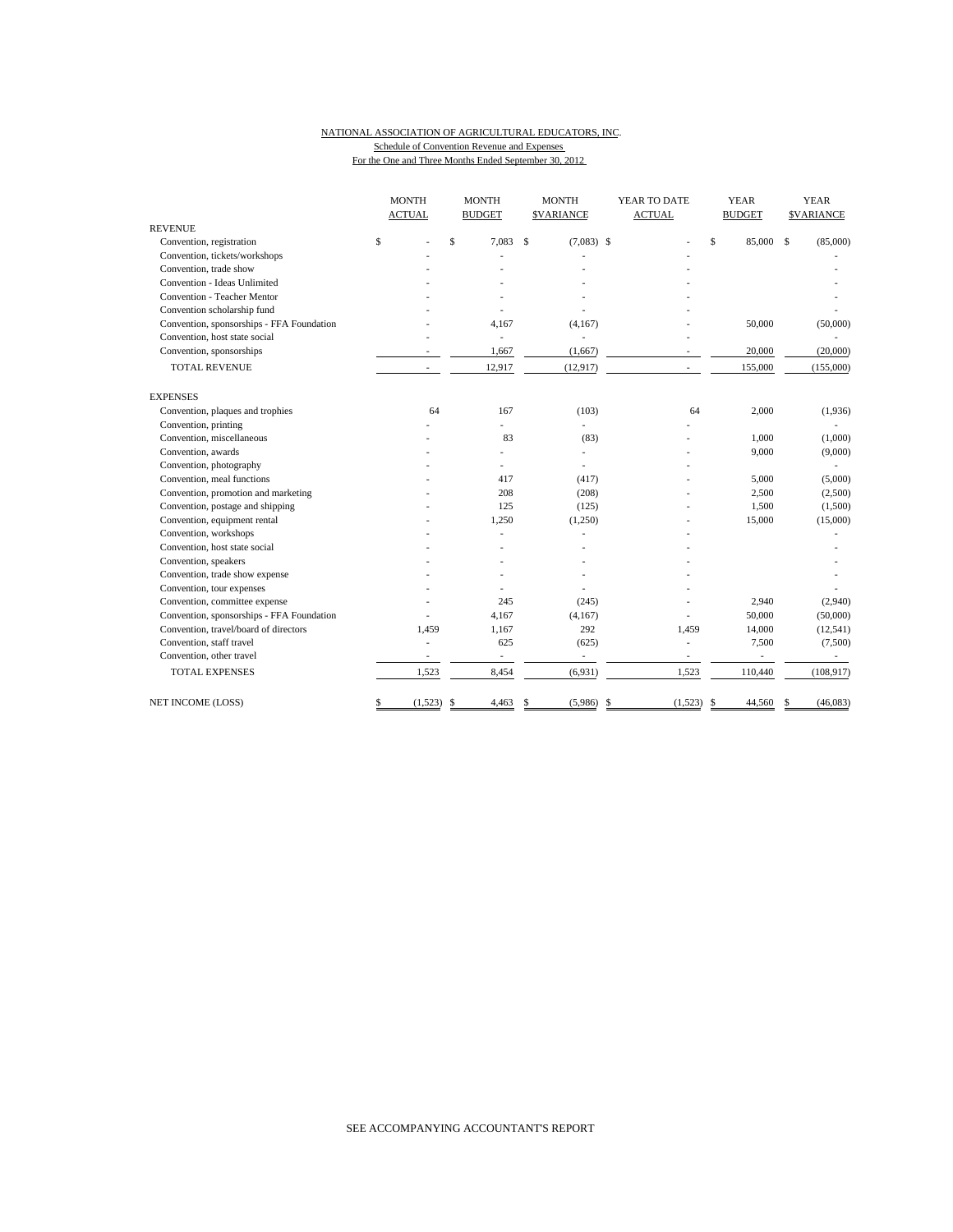NATIONAL ASSOCIATION OF AGRICULTURAL EDUCATORS, INC.

Schedule of Convention Revenue and Expenses

For the One and Three Months Ended September 30, 2012

| | MONTH ACTUAL | MONTH BUDGET | MONTH $VARIANCE | YEAR TO DATE ACTUAL | YEAR BUDGET | YEAR $VARIANCE |
|---|---|---|---|---|---|---|
| REVENUE | | | | | | |
| Convention, registration | $ - | $ 7,083 | $ (7,083) | $ - | $ 85,000 | $ (85,000) |
| Convention, tickets/workshops | - | - | - | - | | - |
| Convention, trade show | - | - | - | - | | - |
| Convention - Ideas Unlimited | - | - | - | - | | - |
| Convention - Teacher Mentor | - | - | - | - | | - |
| Convention scholarship fund | - | - | - | - | | - |
| Convention, sponsorships - FFA Foundation | - | 4,167 | (4,167) | - | 50,000 | (50,000) |
| Convention, host state social | - | - | - | - | | - |
| Convention, sponsorships | - | 1,667 | (1,667) | - | 20,000 | (20,000) |
| TOTAL REVENUE | - | 12,917 | (12,917) | - | 155,000 | (155,000) |
| EXPENSES | | | | | | |
| Convention, plaques and trophies | 64 | 167 | (103) | 64 | 2,000 | (1,936) |
| Convention, printing | - | - | - | - | | - |
| Convention, miscellaneous | - | 83 | (83) | - | 1,000 | (1,000) |
| Convention, awards | - | - | - | - | 9,000 | (9,000) |
| Convention, photography | - | - | - | - | | - |
| Convention, meal functions | - | 417 | (417) | - | 5,000 | (5,000) |
| Convention, promotion and marketing | - | 208 | (208) | - | 2,500 | (2,500) |
| Convention, postage and shipping | - | 125 | (125) | - | 1,500 | (1,500) |
| Convention, equipment rental | - | 1,250 | (1,250) | - | 15,000 | (15,000) |
| Convention, workshops | - | - | - | - | | - |
| Convention, host state social | - | - | - | - | | - |
| Convention, speakers | - | - | - | - | | - |
| Convention, trade show expense | - | - | - | - | | - |
| Convention, tour expenses | - | - | - | - | | - |
| Convention, committee expense | - | 245 | (245) | - | 2,940 | (2,940) |
| Convention, sponsorships - FFA Foundation | - | 4,167 | (4,167) | - | 50,000 | (50,000) |
| Convention, travel/board of directors | 1,459 | 1,167 | 292 | 1,459 | 14,000 | (12,541) |
| Convention, staff travel | - | 625 | (625) | - | 7,500 | (7,500) |
| Convention, other travel | - | - | - | - | - | - |
| TOTAL EXPENSES | 1,523 | 8,454 | (6,931) | 1,523 | 110,440 | (108,917) |
| NET INCOME (LOSS) | $ (1,523) | $ 4,463 | $ (5,986) | $ (1,523) | $ 44,560 | $ (46,083) |

SEE ACCOMPANYING ACCOUNTANT'S REPORT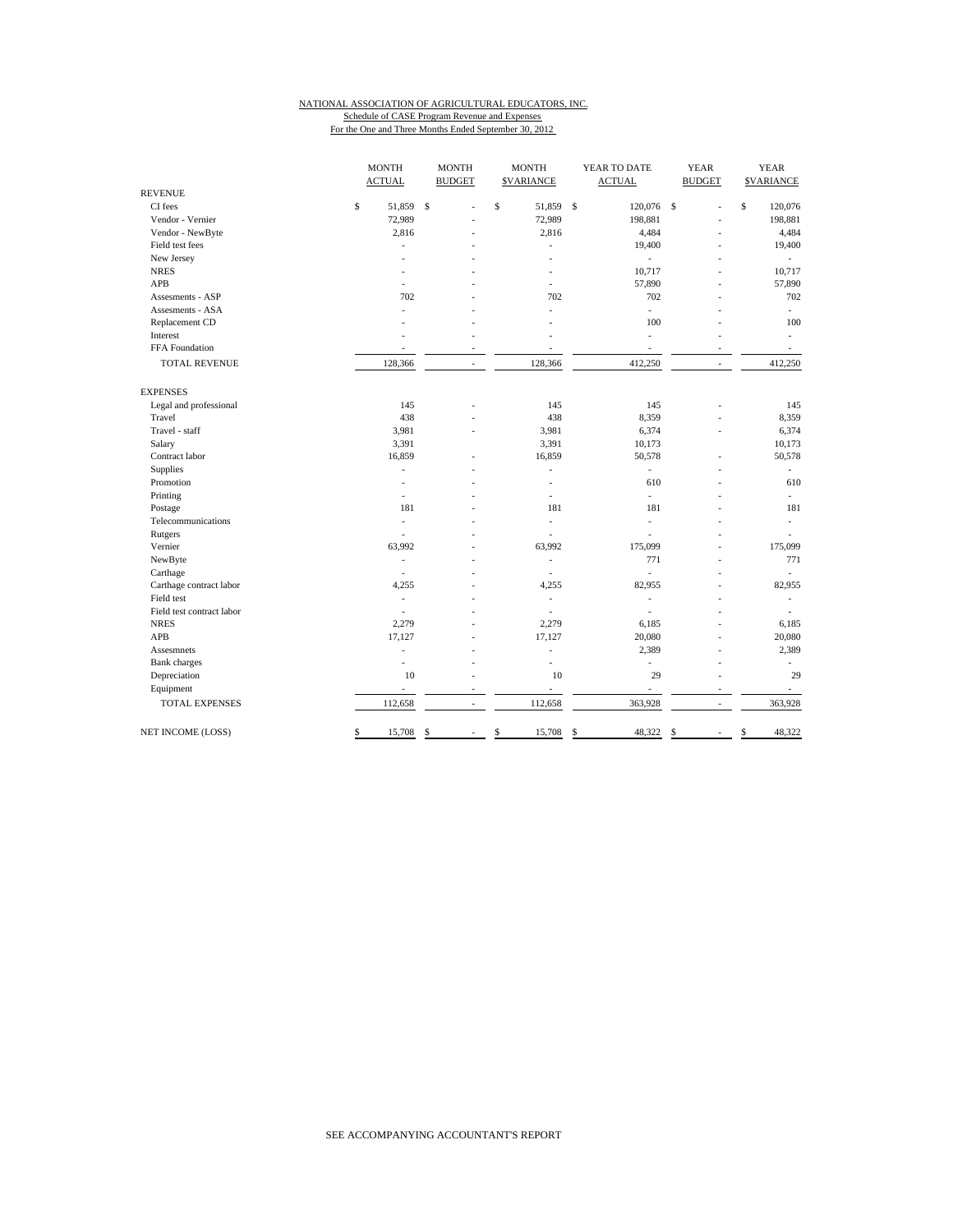NATIONAL ASSOCIATION OF AGRICULTURAL EDUCATORS, INC.
Schedule of CASE Program Revenue and Expenses
For the One and Three Months Ended September 30, 2012

| | MONTH ACTUAL | MONTH BUDGET | MONTH $VARIANCE | YEAR TO DATE ACTUAL | YEAR BUDGET | YEAR $VARIANCE |
|---|---|---|---|---|---|---|
| REVENUE | | | | | | |
| CI fees | $ 51,859 | $ - | $ 51,859 | $ 120,076 | $ - | $ 120,076 |
| Vendor - Vernier | 72,989 | - | 72,989 | 198,881 | - | 198,881 |
| Vendor - NewByte | 2,816 | - | 2,816 | 4,484 | - | 4,484 |
| Field test fees | - | - | - | 19,400 | - | 19,400 |
| New Jersey | - | - | - | - | - | - |
| NRES | - | - | - | 10,717 | - | 10,717 |
| APB | - | - | - | 57,890 | - | 57,890 |
| Assesments - ASP | 702 | - | 702 | 702 | - | 702 |
| Assesments - ASA | - | - | - | - | - | - |
| Replacement CD | - | - | - | 100 | - | 100 |
| Interest | - | - | - | - | - | - |
| FFA Foundation | - | - | - | - | - | - |
| TOTAL REVENUE | 128,366 | - | 128,366 | 412,250 | - | 412,250 |
| EXPENSES | | | | | | |
| Legal and professional | 145 | - | 145 | 145 | - | 145 |
| Travel | 438 | - | 438 | 8,359 | - | 8,359 |
| Travel - staff | 3,981 | - | 3,981 | 6,374 | - | 6,374 |
| Salary | 3,391 | | 3,391 | 10,173 | | 10,173 |
| Contract labor | 16,859 | - | 16,859 | 50,578 | - | 50,578 |
| Supplies | - | - | - | - | - | - |
| Promotion | - | - | - | 610 | - | 610 |
| Printing | - | - | - | - | - | - |
| Postage | 181 | - | 181 | 181 | - | 181 |
| Telecommunications | - | - | - | - | - | - |
| Rutgers | - | - | - | - | - | - |
| Vernier | 63,992 | - | 63,992 | 175,099 | - | 175,099 |
| NewByte | - | - | - | 771 | - | 771 |
| Carthage | - | - | - | - | - | - |
| Carthage contract labor | 4,255 | - | 4,255 | 82,955 | - | 82,955 |
| Field test | - | - | - | - | - | - |
| Field test contract labor | - | - | - | - | - | - |
| NRES | 2,279 | - | 2,279 | 6,185 | - | 6,185 |
| APB | 17,127 | - | 17,127 | 20,080 | - | 20,080 |
| Assesmnets | - | - | - | 2,389 | - | 2,389 |
| Bank charges | - | - | - | - | - | - |
| Depreciation | 10 | - | 10 | 29 | - | 29 |
| Equipment | - | - | - | - | - | - |
| TOTAL EXPENSES | 112,658 | - | 112,658 | 363,928 | - | 363,928 |
| NET INCOME (LOSS) | $ 15,708 | $ - | $ 15,708 | $ 48,322 | $ - | $ 48,322 |

SEE ACCOMPANYING ACCOUNTANT'S REPORT